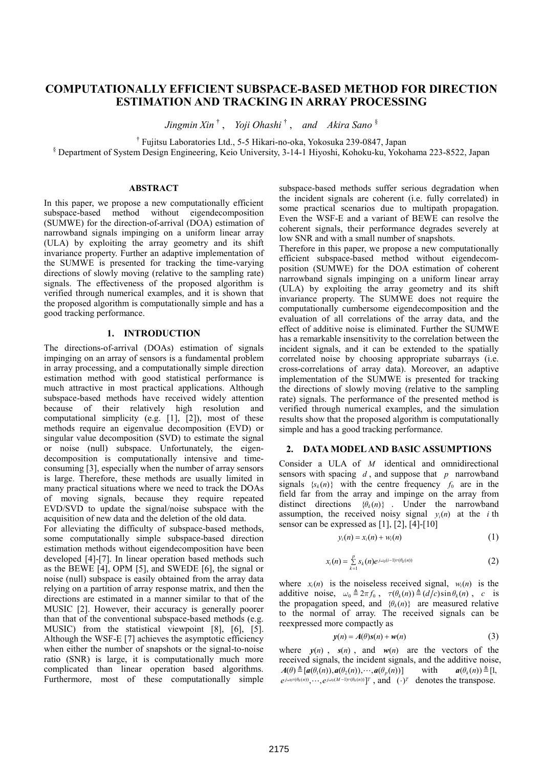# COMPUTATIONALLY EFFICIENT SUBSPACE-BASED METHOD FOR DIRECTION ESTIMATION AND TRACKING IN ARRAY PROCESSING

*Jingmin Xin* [†], *Yoji Ohashi* [†], *and Akira Sano* [§]

[†] Fujitsu Laboratories Ltd., 5-5 Hikari-no-oka, Yokosuka 239-0847, Japan
[§] Department of System Design Engineering, Keio University, 3-14-1 Hiyoshi, Kohoku-ku, Yokohama 223-8522, Japan

## ABSTRACT

In this paper, we propose a new computationally efficient subspace-based method without eigendecomposition (SUMWE) for the direction-of-arrival (DOA) estimation of narrowband signals impinging on a uniform linear array (ULA) by exploiting the array geometry and its shift invariance property. Further an adaptive implementation of the SUMWE is presented for tracking the time-varying directions of slowly moving (relative to the sampling rate) signals. The effectiveness of the proposed algorithm is verified through numerical examples, and it is shown that the proposed algorithm is computationally simple and has a good tracking performance.

## 1. INTRODUCTION

The directions-of-arrival (DOAs) estimation of signals impinging on an array of sensors is a fundamental problem in array processing, and a computationally simple direction estimation method with good statistical performance is much attractive in most practical applications. Although subspace-based methods have received widely attention because of their relatively high resolution and computational simplicity (e.g. [1], [2]), most of these methods require an eigenvalue decomposition (EVD) or singular value decomposition (SVD) to estimate the signal or noise (null) subspace. Unfortunately, the eigendecomposition is computationally intensive and time-consuming [3], especially when the number of array sensors is large. Therefore, these methods are usually limited in many practical situations where we need to track the DOAs of moving signals, because they require repeated EVD/SVD to update the signal/noise subspace with the acquisition of new data and the deletion of the old data.

For alleviating the difficulty of subspace-based methods, some computationally simple subspace-based direction estimation methods without eigendecomposition have been developed [4]-[7]. In linear operation based methods such as the BEWE [4], OPM [5], and SWEDE [6], the signal or noise (null) subspace is easily obtained from the array data relying on a partition of array response matrix, and then the directions are estimated in a manner similar to that of the MUSIC [2]. However, their accuracy is generally poorer than that of the conventional subspace-based methods (e.g. MUSIC) from the statistical viewpoint [8], [6], [5]. Although the WSF-E [7] achieves the asymptotic efficiency when either the number of snapshots or the signal-to-noise ratio (SNR) is large, it is computationally much more complicated than linear operation based algorithms. Furthermore, most of these computationally simple subspace-based methods suffer serious degradation when the incident signals are coherent (i.e. fully correlated) in some practical scenarios due to multipath propagation. Even the WSF-E and a variant of BEWE can resolve the coherent signals, their performance degrades severely at low SNR and with a small number of snapshots.

Therefore in this paper, we propose a new computationally efficient subspace-based method without eigendecomposition (SUMWE) for the DOA estimation of coherent narrowband signals impinging on a uniform linear array (ULA) by exploiting the array geometry and its shift invariance property. The SUMWE does not require the computationally cumbersome eigendecomposition and the evaluation of all correlations of the array data, and the effect of additive noise is eliminated. Further the SUMWE has a remarkable insensitivity to the correlation between the incident signals, and it can be extended to the spatially correlated noise by choosing appropriate subarrays (i.e. cross-correlations of array data). Moreover, an adaptive implementation of the SUMWE is presented for tracking the directions of slowly moving (relative to the sampling rate) signals. The performance of the presented method is verified through numerical examples, and the simulation results show that the proposed algorithm is computationally simple and has a good tracking performance.

## 2. DATA MODEL AND BASIC ASSUMPTIONS

Consider a ULA of $M$ identical and omnidirectional sensors with spacing $d$, and suppose that $p$ narrowband signals $\{s_k(n)\}$ with the centre frequency $f_0$ are in the field far from the array and impinge on the array from distinct directions $\{\theta_k(n)\}$. Under the narrowband assumption, the received noisy signal $y_i(n)$ at the $i$ th sensor can be expressed as [1], [2], [4]-[10]

$$y_i(n) = x_i(n) + w_i(n) \tag{1}$$

$$x_i(n) = \sum_{k=1}^{p} s_k(n) e^{j\omega_0 (i-1)\tau(\theta_k(n))} \tag{2}$$

where $x_i(n)$ is the noiseless received signal, $w_i(n)$ is the additive noise, $\omega_0 \triangleq 2\pi f_0$, $\tau(\theta_k(n)) \triangleq (d/c)\sin\theta_k(n)$, $c$ is the propagation speed, and $\{\theta_k(n)\}$ are measured relative to the normal of array. The received signals can be reexpressed more compactly as

$$\boldsymbol{y}(n) = \boldsymbol{A}(\theta)\boldsymbol{s}(n) + \boldsymbol{w}(n) \tag{3}$$

where $\boldsymbol{y}(n)$, $\boldsymbol{s}(n)$, and $\boldsymbol{w}(n)$ are the vectors of the received signals, the incident signals, and the additive noise, $\boldsymbol{A}(\theta) \triangleq [\boldsymbol{a}(\theta_1(n)), \boldsymbol{a}(\theta_2(n)), \cdots, \boldsymbol{a}(\theta_p(n))]$ with $\boldsymbol{a}(\theta_k(n)) \triangleq [1, e^{j\omega_0\tau(\theta_k(n))}, \cdots, e^{j\omega_0(M-1)\tau(\theta_k(n))}]^T$, and $(\cdot)^T$ denotes the transpose.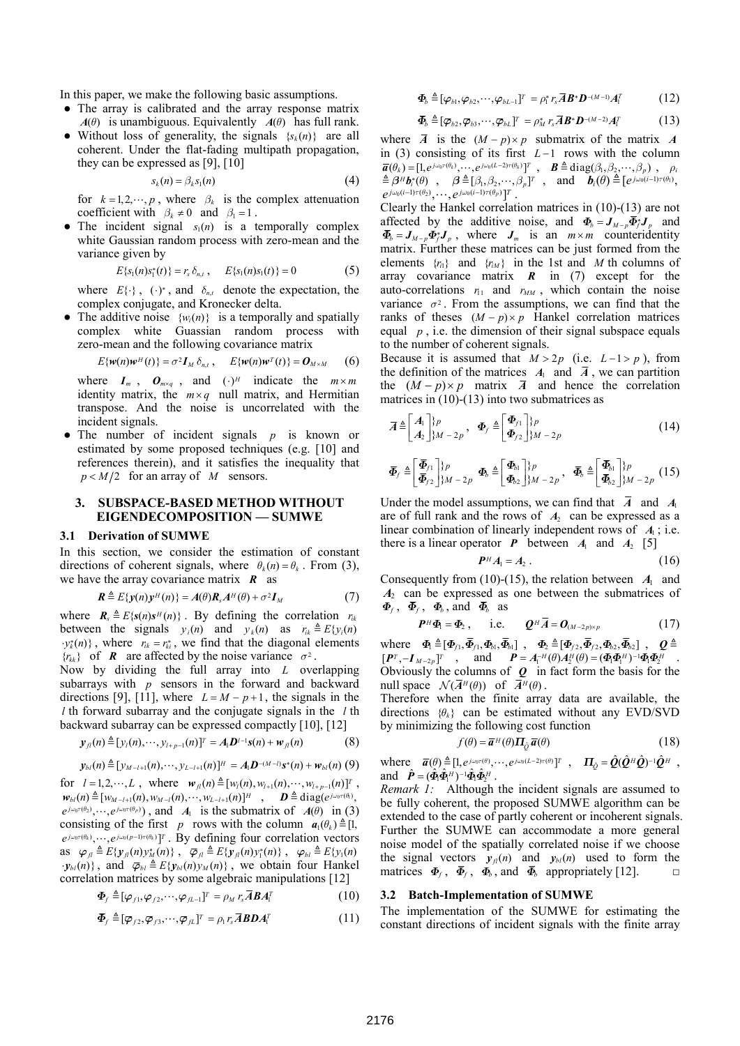In this paper, we make the following basic assumptions.

- The array is calibrated and the array response matrix $A(\theta)$ is unambiguous. Equivalently $A(\theta)$ has full rank.
- Without loss of generality, the signals $\{s_k(n)\}$ are all coherent. Under the flat-fading multipath propagation, they can be expressed as [9], [10]

$$s_k(n) = \beta_k s_1(n) \tag{4}$$

for $k = 1, 2, \cdots, p$, where $\beta_k$ is the complex attenuation coefficient with $\beta_k \neq 0$ and $\beta_1 = 1$.

- The incident signal $s_1(n)$ is a temporally complex white Gaussian random process with zero-mean and the variance given by

$$E\{s_1(n)s_1^*(t)\} = r_s\, \delta_{n,t}\,, \quad E\{s_1(n)s_1(t)\} = 0 \tag{5}$$

where $E\{\cdot\}$, $(\cdot)^*$, and $\delta_{n,t}$ denote the expectation, the complex conjugate, and Kronecker delta.

- The additive noise $\{w_i(n)\}$ is a temporally and spatially complex white Guassian random process with zero-mean and the following covariance matrix

$$E\{\boldsymbol{w}(n)\boldsymbol{w}^H(t)\} = \sigma^2 \boldsymbol{I}_M\, \delta_{n,t}\,, \quad E\{\boldsymbol{w}(n)\boldsymbol{w}^T(t)\} = \boldsymbol{O}_{M\times M} \tag{6}$$

where $\boldsymbol{I}_m$, $\boldsymbol{O}_{m\times q}$, and $(\cdot)^H$ indicate the $m\times m$ identity matrix, the $m\times q$ null matrix, and Hermitian transpose. And the noise is uncorrelated with the incident signals.

- The number of incident signals $p$ is known or estimated by some proposed techniques (e.g. [10] and references therein), and it satisfies the inequality that $p < M/2$ for an array of $M$ sensors.

## 3. SUBSPACE-BASED METHOD WITHOUT EIGENDECOMPOSITION — SUMWE

### 3.1 Derivation of SUMWE

In this section, we consider the estimation of constant directions of coherent signals, where $\theta_k(n) = \theta_k$. From (3), we have the array covariance matrix $\boldsymbol{R}$ as

$$\boldsymbol{R} \triangleq E\{\boldsymbol{y}(n)\boldsymbol{y}^H(n)\} = \boldsymbol{A}(\theta)\boldsymbol{R}_s\boldsymbol{A}^H(\theta) + \sigma^2\boldsymbol{I}_M \tag{7}$$

where $\boldsymbol{R}_s \triangleq E\{\boldsymbol{s}(n)\boldsymbol{s}^H(n)\}$. By defining the correlation $r_{ik}$ between the signals $y_i(n)$ and $y_k(n)$ as $r_{ik} \triangleq E\{y_i(n)\cdot y_k^*(n)\}$, where $r_{ik} = r_{ki}^*$, we find that the diagonal elements $\{r_{kk}\}$ of $\boldsymbol{R}$ are affected by the noise variance $\sigma^2$.

Now by dividing the full array into $L$ overlapping subarrays with $p$ sensors in the forward and backward directions [9], [11], where $L = M - p + 1$, the signals in the $l$ th forward subarray and the conjugate signals in the $l$ th backward subarray can be expressed compactly [10], [12]

$$\boldsymbol{y}_{fl}(n) \triangleq [y_l(n), \cdots, y_{l+p-1}(n)]^T = \boldsymbol{A}_1\boldsymbol{D}^{l-1}\boldsymbol{s}(n) + \boldsymbol{w}_{fl}(n) \tag{8}$$

$$\boldsymbol{y}_{bl}(n) \triangleq [y_{M-l+1}(n), \cdots, y_{L-l+1}(n)]^H = \boldsymbol{A}_1\boldsymbol{D}^{-(M-l)}\boldsymbol{s}^*(n) + \boldsymbol{w}_{bl}(n) \tag{9}$$

for $l = 1, 2, \cdots, L$, where $\boldsymbol{w}_{fl}(n) \triangleq [w_l(n), w_{l+1}(n), \cdots, w_{l+p-1}(n)]^T$, $\boldsymbol{w}_{bl}(n) \triangleq [w_{M-l+1}(n), w_{M-l}(n), \cdots, w_{L-l+1}(n)]^H$, $\boldsymbol{D} \triangleq \text{diag}(e^{j\omega_0\tau(\theta_1)}, e^{j\omega_0\tau(\theta_2)}, \cdots, e^{j\omega_0\tau(\theta_p)})$, and $\boldsymbol{A}_1$ is the submatrix of $\boldsymbol{A}(\theta)$ in (3) consisting of the first $p$ rows with the column $\boldsymbol{a}_1(\theta_k) \triangleq [1, e^{j\omega_0\tau(\theta_k)}, \cdots, e^{j\omega_0(p-1)\tau(\theta_k)}]^T$. By defining four correlation vectors as $\boldsymbol{\varphi}_{fl} \triangleq E\{\boldsymbol{y}_{fl}(n)y_M^*(n)\}$, $\bar{\boldsymbol{\varphi}}_{fl} \triangleq E\{\boldsymbol{y}_{fl}(n)y_1^*(n)\}$, $\boldsymbol{\varphi}_{bl} \triangleq E\{y_1(n)\cdot\boldsymbol{y}_{bl}(n)\}$, and $\bar{\boldsymbol{\varphi}}_{bl} \triangleq E\{\boldsymbol{y}_{bl}(n)y_M(n)\}$, we obtain four Hankel correlation matrices by some algebraic manipulations [12]

$$\boldsymbol{\Phi}_f \triangleq [\boldsymbol{\varphi}_{f1}, \boldsymbol{\varphi}_{f2}, \cdots, \boldsymbol{\varphi}_{fL-1}]^T = \rho_M\, r_s \bar{\boldsymbol{A}}\boldsymbol{B}\boldsymbol{A}_1^T \tag{10}$$

$$\bar{\boldsymbol{\Phi}}_f \triangleq [\bar{\boldsymbol{\varphi}}_{f2}, \bar{\boldsymbol{\varphi}}_{f3}, \cdots, \bar{\boldsymbol{\varphi}}_{fL}]^T = \rho_1\, r_s \bar{\boldsymbol{A}}\boldsymbol{B}\boldsymbol{D}\boldsymbol{A}_1^T \tag{11}$$

$$\boldsymbol{\Phi}_b \triangleq [\boldsymbol{\varphi}_{b1}, \boldsymbol{\varphi}_{b2}, \cdots, \boldsymbol{\varphi}_{bL-1}]^T = \rho_1^*\, r_s \bar{\boldsymbol{A}}\boldsymbol{B}^*\boldsymbol{D}^{-(M-1)}\boldsymbol{A}_1^T \tag{12}$$

$$\bar{\boldsymbol{\Phi}}_b \triangleq [\bar{\boldsymbol{\varphi}}_{b2}, \bar{\boldsymbol{\varphi}}_{b3}, \cdots, \bar{\boldsymbol{\varphi}}_{bL}]^T = \rho_M^*\, r_s \bar{\boldsymbol{A}}\boldsymbol{B}^*\boldsymbol{D}^{-(M-2)}\boldsymbol{A}_1^T \tag{13}$$

where $\bar{\boldsymbol{A}}$ is the $(M-p)\times p$ submatrix of the matrix $\boldsymbol{A}$ in (3) consisting of its first $L-1$ rows with the column $\bar{\boldsymbol{a}}(\theta_k) = [1, e^{j\omega_0\tau(\theta_k)}, \cdots, e^{j\omega_0(L-2)\tau(\theta_k)}]^T$, $\boldsymbol{B} \triangleq \text{diag}(\beta_1, \beta_2, \cdots, \beta_p)$, $\rho_i \triangleq \boldsymbol{\beta}^H \boldsymbol{b}_i^*(\theta)$, $\boldsymbol{\beta} \triangleq [\beta_1, \beta_2, \cdots, \beta_p]^T$, and $\boldsymbol{b}_i(\theta) \triangleq [e^{j\omega_0(i-1)\tau(\theta_1)}, e^{j\omega_0(i-1)\tau(\theta_2)}, \cdots, e^{j\omega_0(i-1)\tau(\theta_p)}]^T$.

Clearly the Hankel correlation matrices in (10)-(13) are not affected by the additive noise, and $\boldsymbol{\Phi}_b = \boldsymbol{J}_{M-p}\bar{\boldsymbol{\Phi}}_f^*\boldsymbol{J}_p$ and $\bar{\boldsymbol{\Phi}}_b = \boldsymbol{J}_{M-p}\boldsymbol{\Phi}_f^*\boldsymbol{J}_p$, where $\boldsymbol{J}_m$ is an $m\times m$ counteridentity matrix. Further these matrices can be just formed from the elements $\{r_{i1}\}$ and $\{r_{iM}\}$ in the 1st and $M$ th columns of array covariance matrix $\boldsymbol{R}$ in (7) except for the auto-correlations $r_{11}$ and $r_{MM}$, which contain the noise variance $\sigma^2$. From the assumptions, we can find that the ranks of theses $(M-p)\times p$ Hankel correlation matrices equal $p$, i.e. the dimension of their signal subspace equals to the number of coherent signals.

Because it is assumed that $M > 2p$ (i.e. $L - 1 > p$), from the definition of the matrices $\boldsymbol{A}_1$ and $\bar{\boldsymbol{A}}$, we can partition the $(M-p)\times p$ matrix $\bar{\boldsymbol{A}}$ and hence the correlation matrices in (10)-(13) into two submatrices as

$$\bar{\boldsymbol{A}} \triangleq \begin{bmatrix} \boldsymbol{A}_1 \\ \boldsymbol{A}_2 \end{bmatrix}\begin{matrix} \}p \\ \}M-2p \end{matrix}, \quad \boldsymbol{\Phi}_f \triangleq \begin{bmatrix} \boldsymbol{\Phi}_{f1} \\ \boldsymbol{\Phi}_{f2} \end{bmatrix}\begin{matrix} \}p \\ \}M-2p \end{matrix} \tag{14}$$

$$\bar{\boldsymbol{\Phi}}_f \triangleq \begin{bmatrix} \bar{\boldsymbol{\Phi}}_{f1} \\ \bar{\boldsymbol{\Phi}}_{f2} \end{bmatrix}\begin{matrix} \}p \\ \}M-2p \end{matrix} \quad \boldsymbol{\Phi}_b \triangleq \begin{bmatrix} \boldsymbol{\Phi}_{b1} \\ \boldsymbol{\Phi}_{b2} \end{bmatrix}\begin{matrix} \}p \\ \}M-2p \end{matrix}, \quad \bar{\boldsymbol{\Phi}}_b \triangleq \begin{bmatrix} \bar{\boldsymbol{\Phi}}_{b1} \\ \bar{\boldsymbol{\Phi}}_{b2} \end{bmatrix}\begin{matrix} \}p \\ \}M-2p \end{matrix} \tag{15}$$

Under the model assumptions, we can find that $\bar{\boldsymbol{A}}$ and $\boldsymbol{A}_1$ are of full rank and the rows of $\boldsymbol{A}_2$ can be expressed as a linear combination of linearly independent rows of $\boldsymbol{A}_1$; i.e. there is a linear operator $\boldsymbol{P}$ between $\boldsymbol{A}_1$ and $\boldsymbol{A}_2$ [5]

$$\boldsymbol{P}^H\boldsymbol{A}_1 = \boldsymbol{A}_2\,. \tag{16}$$

Consequently from (10)-(15), the relation between $\boldsymbol{A}_1$ and $\boldsymbol{A}_2$ can be expressed as one between the submatrices of $\boldsymbol{\Phi}_f$, $\bar{\boldsymbol{\Phi}}_f$, $\boldsymbol{\Phi}_b$, and $\bar{\boldsymbol{\Phi}}_b$ as

$$\boldsymbol{P}^H\boldsymbol{\Phi}_1 = \boldsymbol{\Phi}_2\,, \quad \text{i.e.} \quad \boldsymbol{Q}^H\bar{\boldsymbol{A}} = \boldsymbol{O}_{(M-2p)\times p} \tag{17}$$

where $\boldsymbol{\Phi}_1 \triangleq [\boldsymbol{\Phi}_{f1}, \bar{\boldsymbol{\Phi}}_{f1}, \boldsymbol{\Phi}_{b1}, \bar{\boldsymbol{\Phi}}_{b1}]$, $\boldsymbol{\Phi}_2 \triangleq [\boldsymbol{\Phi}_{f2}, \bar{\boldsymbol{\Phi}}_{f2}, \boldsymbol{\Phi}_{b2}, \bar{\boldsymbol{\Phi}}_{b2}]$, $\boldsymbol{Q} \triangleq [\boldsymbol{P}^T, -\boldsymbol{I}_{M-2p}]^T$, and $\boldsymbol{P} = \boldsymbol{A}_1^{-H}(\theta)\boldsymbol{A}_2^H(\theta) = (\boldsymbol{\Phi}_1\boldsymbol{\Phi}_1^H)^{-1}\boldsymbol{\Phi}_1\boldsymbol{\Phi}_2^H$. Obviously the columns of $\boldsymbol{Q}$ in fact form the basis for the null space $\mathcal{N}(\bar{\boldsymbol{A}}^H(\theta))$ of $\bar{\boldsymbol{A}}^H(\theta)$.

Therefore when the finite array data are available, the directions $\{\theta_k\}$ can be estimated without any EVD/SVD by minimizing the following cost function

$$f(\theta) = \bar{\boldsymbol{a}}^H(\theta)\boldsymbol{\Pi}_{\hat{Q}}\bar{\boldsymbol{a}}(\theta) \tag{18}$$

where $\bar{\boldsymbol{a}}(\theta) \triangleq [1, e^{j\omega_0\tau(\theta)}, \cdots, e^{j\omega_0(L-2)\tau(\theta)}]^T$, $\boldsymbol{\Pi}_{\hat{Q}} = \hat{\boldsymbol{Q}}(\hat{\boldsymbol{Q}}^H\hat{\boldsymbol{Q}})^{-1}\hat{\boldsymbol{Q}}^H$, and $\hat{\boldsymbol{P}} = (\hat{\boldsymbol{\Phi}}_1\hat{\boldsymbol{\Phi}}_1^H)^{-1}\hat{\boldsymbol{\Phi}}_1\hat{\boldsymbol{\Phi}}_2^H$.

*Remark 1:* Although the incident signals are assumed to be fully coherent, the proposed SUMWE algorithm can be extended to the case of partly coherent or incoherent signals. Further the SUMWE can accommodate a more general noise model of the spatially correlated noise if we choose the signal vectors $\boldsymbol{y}_{fl}(n)$ and $\boldsymbol{y}_{bl}(n)$ used to form the matrices $\boldsymbol{\Phi}_f$, $\bar{\boldsymbol{\Phi}}_f$, $\boldsymbol{\Phi}_b$, and $\bar{\boldsymbol{\Phi}}_b$ appropriately [12]. □

### 3.2 Batch-Implementation of SUMWE

The implementation of the SUMWE for estimating the constant directions of incident signals with the finite array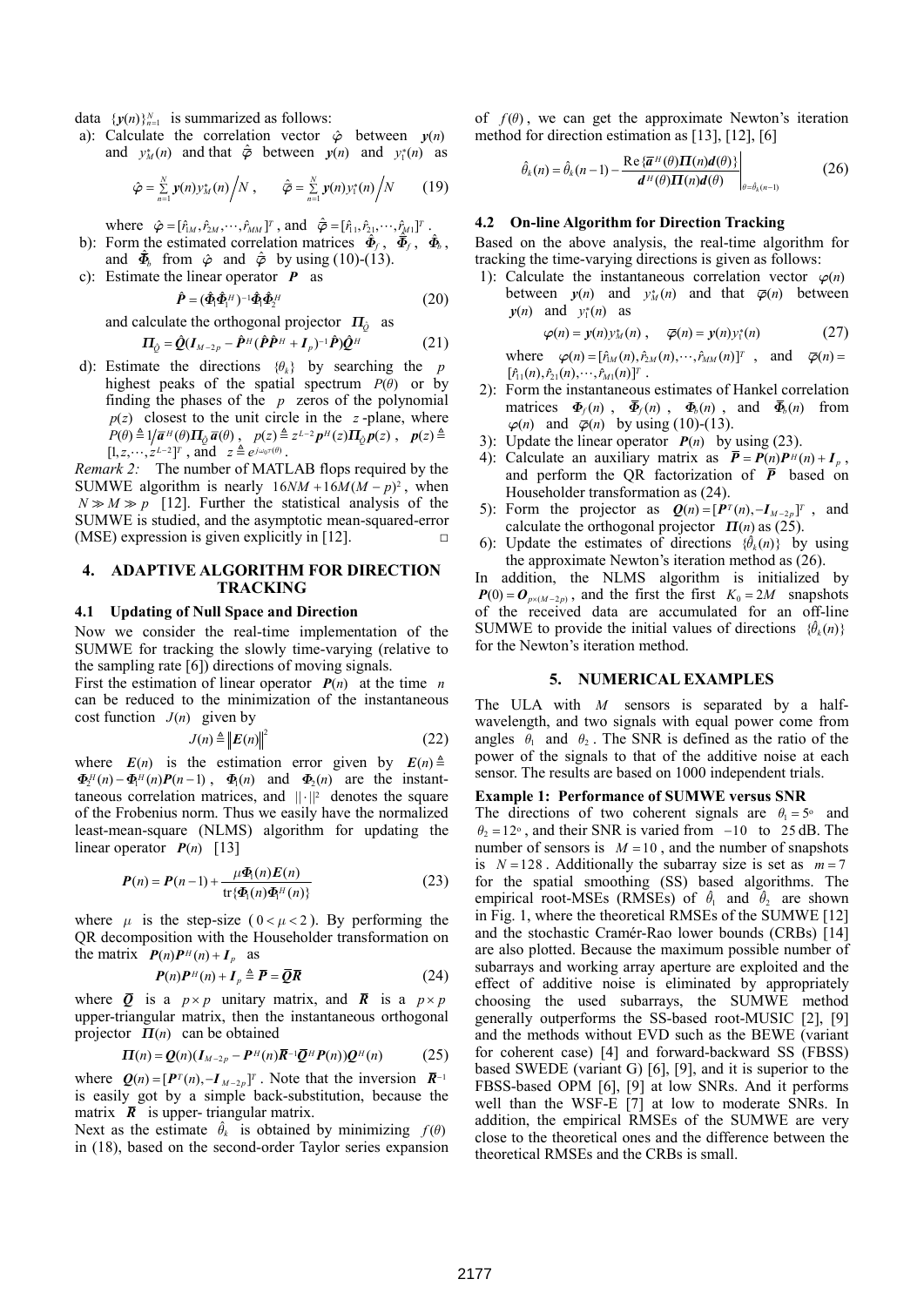data $\{\boldsymbol{y}(n)\}_{n=1}^{N}$ is summarized as follows:

a): Calculate the correlation vector $\hat{\boldsymbol{\varphi}}$ between $\boldsymbol{y}(n)$ and $y_M^*(n)$ and that $\hat{\bar{\boldsymbol{\varphi}}}$ between $\boldsymbol{y}(n)$ and $y_1^*(n)$ as

$$\hat{\boldsymbol{\varphi}} = \sum_{n=1}^{N} \boldsymbol{y}(n) y_M^*(n) \Big/ N , \qquad \hat{\bar{\boldsymbol{\varphi}}} = \sum_{n=1}^{N} \boldsymbol{y}(n) y_1^*(n) \Big/ N \tag{19}$$

where $\hat{\boldsymbol{\varphi}} = [\hat{r}_{1M}, \hat{r}_{2M}, \cdots, \hat{r}_{MM}]^T$, and $\hat{\bar{\boldsymbol{\varphi}}} = [\hat{r}_{11}, \hat{r}_{21}, \cdots, \hat{r}_{M1}]^T$.

b): Form the estimated correlation matrices $\hat{\boldsymbol{\Phi}}_f$, $\hat{\bar{\boldsymbol{\Phi}}}_f$, $\hat{\boldsymbol{\Phi}}_b$, and $\hat{\bar{\boldsymbol{\Phi}}}_b$ from $\hat{\boldsymbol{\varphi}}$ and $\hat{\bar{\boldsymbol{\varphi}}}$ by using (10)-(13).

c): Estimate the linear operator $\boldsymbol{P}$ as

$$\hat{\boldsymbol{P}} = (\hat{\boldsymbol{\Phi}}_1 \hat{\boldsymbol{\Phi}}_1^H)^{-1} \hat{\boldsymbol{\Phi}}_1 \hat{\boldsymbol{\Phi}}_2^H \tag{20}$$

and calculate the orthogonal projector $\boldsymbol{\Pi}_{\hat{Q}}$ as

$$\boldsymbol{\Pi}_{\hat{Q}} = \hat{\boldsymbol{Q}} (\boldsymbol{I}_{M-2p} - \hat{\boldsymbol{P}}^H (\hat{\boldsymbol{P}} \hat{\boldsymbol{P}}^H + \boldsymbol{I}_p)^{-1} \hat{\boldsymbol{P}}) \hat{\boldsymbol{Q}}^H \tag{21}$$

d): Estimate the directions $\{\theta_k\}$ by searching the $p$ highest peaks of the spatial spectrum $P(\theta)$ or by finding the phases of the $p$ zeros of the polynomial $p(z)$ closest to the unit circle in the $z$-plane, where $P(\theta) \triangleq 1 \big/ \bar{\boldsymbol{a}}^H(\theta) \boldsymbol{\Pi}_{\hat{Q}} \bar{\boldsymbol{a}}(\theta)$, $p(z) \triangleq z^{L-2} \boldsymbol{p}^H(z) \boldsymbol{\Pi}_{\hat{Q}} \boldsymbol{p}(z)$, $\boldsymbol{p}(z) \triangleq [1, z, \cdots, z^{L-2}]^T$, and $z \triangleq e^{j\omega_0 \tau(\theta)}$.

*Remark 2:* The number of MATLAB flops required by the SUMWE algorithm is nearly $16NM + 16M(M-p)^2$, when $N \gg M \gg p$ [12]. Further the statistical analysis of the SUMWE is studied, and the asymptotic mean-squared-error (MSE) expression is given explicitly in [12]. □

## 4. ADAPTIVE ALGORITHM FOR DIRECTION TRACKING

### 4.1 Updating of Null Space and Direction

Now we consider the real-time implementation of the SUMWE for tracking the slowly time-varying (relative to the sampling rate [6]) directions of moving signals.

First the estimation of linear operator $\boldsymbol{P}(n)$ at the time $n$ can be reduced to the minimization of the instantaneous cost function $J(n)$ given by

$$J(n) \triangleq \| \boldsymbol{E}(n) \|^2 \tag{22}$$

where $\boldsymbol{E}(n)$ is the estimation error given by $\boldsymbol{E}(n) \triangleq \boldsymbol{\Phi}_2^H(n) - \boldsymbol{\Phi}_1^H(n) \boldsymbol{P}(n-1)$, $\boldsymbol{\Phi}_1(n)$ and $\boldsymbol{\Phi}_2(n)$ are the instantaneous correlation matrices, and $\|\cdot\|^2$ denotes the square of the Frobenius norm. Thus we easily have the normalized least-mean-square (NLMS) algorithm for updating the linear operator $\boldsymbol{P}(n)$ [13]

$$\boldsymbol{P}(n) = \boldsymbol{P}(n-1) + \frac{\mu \boldsymbol{\Phi}_1(n) \boldsymbol{E}(n)}{\mathrm{tr}\{\boldsymbol{\Phi}_1(n) \boldsymbol{\Phi}_1^H(n)\}} \tag{23}$$

where $\mu$ is the step-size ($0 < \mu < 2$). By performing the QR decomposition with the Householder transformation on the matrix $\boldsymbol{P}(n)\boldsymbol{P}^H(n) + \boldsymbol{I}_p$ as

$$\boldsymbol{P}(n)\boldsymbol{P}^H(n) + \boldsymbol{I}_p \triangleq \bar{\boldsymbol{P}} = \bar{\boldsymbol{Q}} \bar{\boldsymbol{R}} \tag{24}$$

where $\bar{\boldsymbol{Q}}$ is a $p \times p$ unitary matrix, and $\bar{\boldsymbol{R}}$ is a $p \times p$ upper-triangular matrix, then the instantaneous orthogonal projector $\boldsymbol{\Pi}(n)$ can be obtained

$$\boldsymbol{\Pi}(n) = \boldsymbol{Q}(n) (\boldsymbol{I}_{M-2p} - \boldsymbol{P}^H(n) \bar{\boldsymbol{R}}^{-1} \bar{\boldsymbol{Q}}^H \boldsymbol{P}(n)) \boldsymbol{Q}^H(n) \tag{25}$$

where $\boldsymbol{Q}(n) = [\boldsymbol{P}^T(n), -\boldsymbol{I}_{M-2p}]^T$. Note that the inversion $\bar{\boldsymbol{R}}^{-1}$ is easily got by a simple back-substitution, because the matrix $\bar{\boldsymbol{R}}$ is upper- triangular matrix.

Next as the estimate $\hat{\theta}_k$ is obtained by minimizing $f(\theta)$ in (18), based on the second-order Taylor series expansion of $f(\theta)$, we can get the approximate Newton's iteration method for direction estimation as [13], [12], [6]

$$\hat{\theta}_k(n) = \hat{\theta}_k(n-1) - \left. \frac{\mathrm{Re}\{\bar{\boldsymbol{a}}^H(\theta) \boldsymbol{\Pi}(n) \boldsymbol{d}(\theta)\}}{\boldsymbol{d}^H(\theta) \boldsymbol{\Pi}(n) \boldsymbol{d}(\theta)} \right|_{\theta = \hat{\theta}_k(n-1)} \tag{26}$$

### 4.2 On-line Algorithm for Direction Tracking

Based on the above analysis, the real-time algorithm for tracking the time-varying directions is given as follows:

1): Calculate the instantaneous correlation vector $\boldsymbol{\varphi}(n)$ between $\boldsymbol{y}(n)$ and $y_M^*(n)$ and that $\bar{\boldsymbol{\varphi}}(n)$ between $\boldsymbol{y}(n)$ and $y_1^*(n)$ as

$$\boldsymbol{\varphi}(n) = \boldsymbol{y}(n) y_M^*(n) , \qquad \bar{\boldsymbol{\varphi}}(n) = \boldsymbol{y}(n) y_1^*(n) \tag{27}$$

where $\boldsymbol{\varphi}(n) = [\hat{r}_{1M}(n), \hat{r}_{2M}(n), \cdots, \hat{r}_{MM}(n)]^T$, and $\bar{\boldsymbol{\varphi}}(n) = [\hat{r}_{11}(n), \hat{r}_{21}(n), \cdots, \hat{r}_{M1}(n)]^T$.

2): Form the instantaneous estimates of Hankel correlation matrices $\boldsymbol{\Phi}_f(n)$, $\bar{\boldsymbol{\Phi}}_f(n)$, $\boldsymbol{\Phi}_b(n)$, and $\bar{\boldsymbol{\Phi}}_b(n)$ from $\boldsymbol{\varphi}(n)$ and $\bar{\boldsymbol{\varphi}}(n)$ by using (10)-(13).

3): Update the linear operator $\boldsymbol{P}(n)$ by using (23).

4): Calculate an auxiliary matrix as $\bar{\boldsymbol{P}} = \boldsymbol{P}(n)\boldsymbol{P}^H(n) + \boldsymbol{I}_p$, and perform the QR factorization of $\bar{\boldsymbol{P}}$ based on Householder transformation as (24).

5): Form the projector as $\boldsymbol{Q}(n) = [\boldsymbol{P}^T(n), -\boldsymbol{I}_{M-2p}]^T$, and calculate the orthogonal projector $\boldsymbol{\Pi}(n)$ as (25).

6): Update the estimates of directions $\{\hat{\theta}_k(n)\}$ by using the approximate Newton's iteration method as (26).

In addition, the NLMS algorithm is initialized by $\boldsymbol{P}(0) = \boldsymbol{O}_{p \times (M-2p)}$, and the first the first $K_0 = 2M$ snapshots of the received data are accumulated for an off-line SUMWE to provide the initial values of directions $\{\hat{\theta}_k(n)\}$ for the Newton's iteration method.

## 5. NUMERICAL EXAMPLES

The ULA with $M$ sensors is separated by a half-wavelength, and two signals with equal power come from angles $\theta_1$ and $\theta_2$. The SNR is defined as the ratio of the power of the signals to that of the additive noise at each sensor. The results are based on 1000 independent trials.

**Example 1: Performance of SUMWE versus SNR**

The directions of two coherent signals are $\theta_1 = 5^\circ$ and $\theta_2 = 12^\circ$, and their SNR is varied from $-10$ to $25$ dB. The number of sensors is $M = 10$, and the number of snapshots is $N = 128$. Additionally the subarray size is set as $m = 7$ for the spatial smoothing (SS) based algorithms. The empirical root-MSEs (RMSEs) of $\hat{\theta}_1$ and $\hat{\theta}_2$ are shown in Fig. 1, where the theoretical RMSEs of the SUMWE [12] and the stochastic Cramér-Rao lower bounds (CRBs) [14] are also plotted. Because the maximum possible number of subarrays and working array aperture are exploited and the effect of additive noise is eliminated by appropriately choosing the used subarrays, the SUMWE method generally outperforms the SS-based root-MUSIC [2], [9] and the methods without EVD such as the BEWE (variant for coherent case) [4] and forward-backward SS (FBSS) based SWEDE (variant G) [6], [9], and it is superior to the FBSS-based OPM [6], [9] at low SNRs. And it performs well than the WSF-E [7] at low to moderate SNRs. In addition, the empirical RMSEs of the SUMWE are very close to the theoretical ones and the difference between the theoretical RMSEs and the CRBs is small.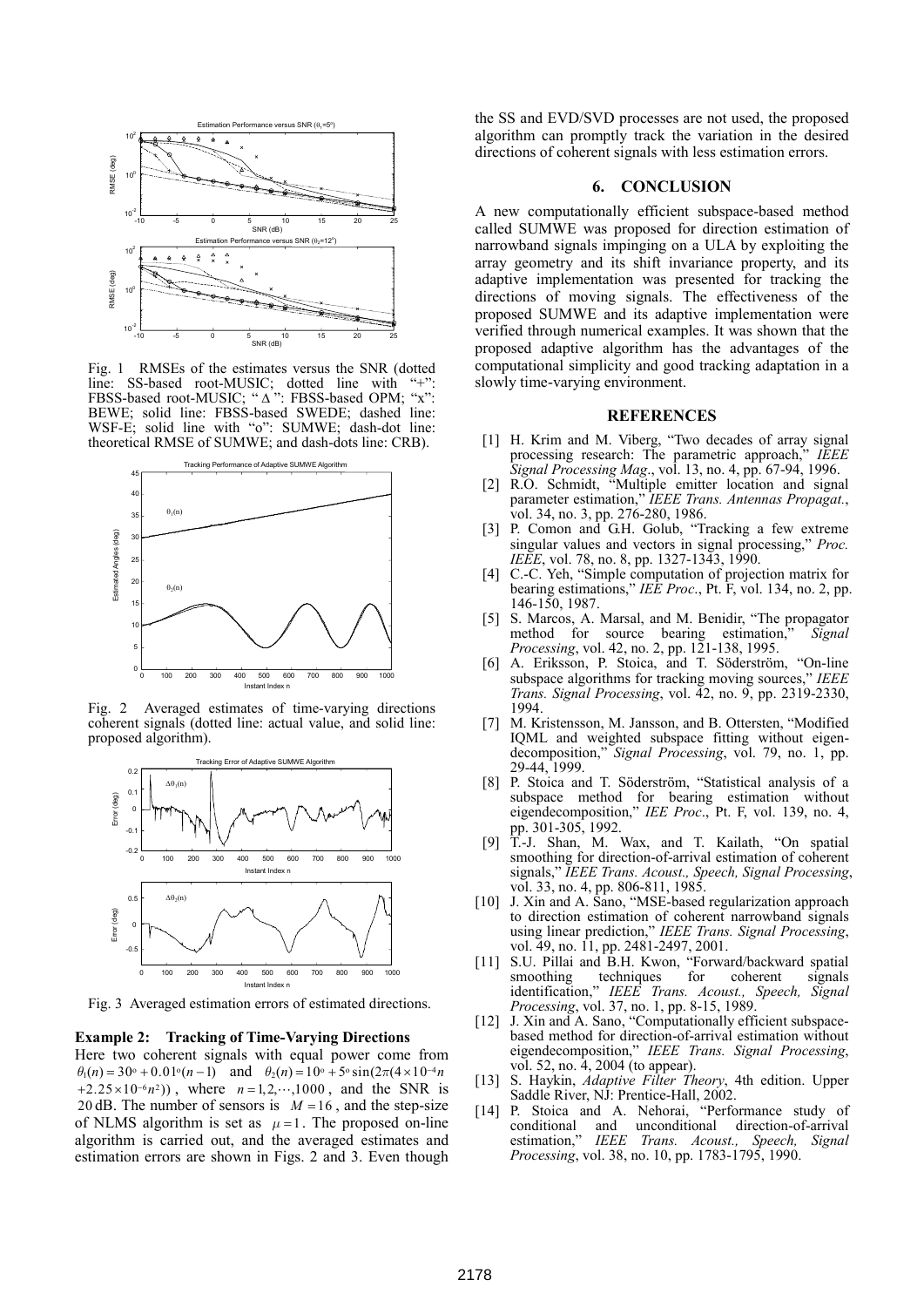Estimation Performance versus SNR ($\theta_1$=5°)

RMSE (deg)

SNR (dB)

Estimation Performance versus SNR ($\theta_2$=12°)

RMSE (deg)

SNR (dB)

Fig. 1 RMSEs of the estimates versus the SNR (dotted line: SS-based root-MUSIC; dotted line with "+": FBSS-based root-MUSIC; "Δ": FBSS-based OPM; "x": BEWE; solid line: FBSS-based SWEDE; dashed line: WSF-E; solid line with "o": SUMWE; dash-dot line: theoretical RMSE of SUMWE; and dash-dots line: CRB).

Tracking Performance of Adaptive SUMWE Algorithm

Estimated Angles (deg)

$\theta_1(n)$

$\theta_2(n)$

Instant Index n

Fig. 2 Averaged estimates of time-varying directions coherent signals (dotted line: actual value, and solid line: proposed algorithm).

Tracking Error of Adaptive SUMWE Algorithm

Error (deg)

$\Delta\theta_1(n)$

Instant Index n

Error (deg)

$\Delta\theta_2(n)$

Instant Index n

Fig. 3 Averaged estimation errors of estimated directions.

**Example 2: Tracking of Time-Varying Directions**

Here two coherent signals with equal power come from $\theta_1(n) = 30^o + 0.01^o(n-1)$ and $\theta_2(n) = 10^o + 5^o \sin(2\pi(4\times10^{-4}n + 2.25\times10^{-6}n^2))$, where $n = 1, 2, \cdots, 1000$, and the SNR is 20 dB. The number of sensors is $M = 16$, and the step-size of NLMS algorithm is set as $\mu = 1$. The proposed on-line algorithm is carried out, and the averaged estimates and estimation errors are shown in Figs. 2 and 3. Even though the SS and EVD/SVD processes are not used, the proposed algorithm can promptly track the variation in the desired directions of coherent signals with less estimation errors.

## 6. CONCLUSION

A new computationally efficient subspace-based method called SUMWE was proposed for direction estimation of narrowband signals impinging on a ULA by exploiting the array geometry and its shift invariance property, and its adaptive implementation was presented for tracking the directions of moving signals. The effectiveness of the proposed SUMWE and its adaptive implementation were verified through numerical examples. It was shown that the proposed adaptive algorithm has the advantages of the computational simplicity and good tracking adaptation in a slowly time-varying environment.

## REFERENCES

[1] H. Krim and M. Viberg, "Two decades of array signal processing research: The parametric approach," *IEEE Signal Processing Mag*., vol. 13, no. 4, pp. 67-94, 1996.

[2] R.O. Schmidt, "Multiple emitter location and signal parameter estimation," *IEEE Trans. Antennas Propagat*., vol. 34, no. 3, pp. 276-280, 1986.

[3] P. Comon and G.H. Golub, "Tracking a few extreme singular values and vectors in signal processing," *Proc. IEEE*, vol. 78, no. 8, pp. 1327-1343, 1990.

[4] C.-C. Yeh, "Simple computation of projection matrix for bearing estimations," *IEE Proc*., Pt. F, vol. 134, no. 2, pp. 146-150, 1987.

[5] S. Marcos, A. Marsal, and M. Benidir, "The propagator method for source bearing estimation," *Signal Processing*, vol. 42, no. 2, pp. 121-138, 1995.

[6] A. Eriksson, P. Stoica, and T. Söderström, "On-line subspace algorithms for tracking moving sources," *IEEE Trans. Signal Processing*, vol. 42, no. 9, pp. 2319-2330, 1994.

[7] M. Kristensson, M. Jansson, and B. Ottersten, "Modified IQML and weighted subspace fitting without eigendecomposition," *Signal Processing*, vol. 79, no. 1, pp. 29-44, 1999.

[8] P. Stoica and T. Söderström, "Statistical analysis of a subspace method for bearing estimation without eigendecomposition," *IEE Proc*., Pt. F, vol. 139, no. 4, pp. 301-305, 1992.

[9] T.-J. Shan, M. Wax, and T. Kailath, "On spatial smoothing for direction-of-arrival estimation of coherent signals," *IEEE Trans. Acoust., Speech, Signal Processing*, vol. 33, no. 4, pp. 806-811, 1985.

[10] J. Xin and A. Sano, "MSE-based regularization approach to direction estimation of coherent narrowband signals using linear prediction," *IEEE Trans. Signal Processing*, vol. 49, no. 11, pp. 2481-2497, 2001.

[11] S.U. Pillai and B.H. Kwon, "Forward/backward spatial smoothing techniques for coherent signals identification," *IEEE Trans. Acoust., Speech, Signal Processing*, vol. 37, no. 1, pp. 8-15, 1989.

[12] J. Xin and A. Sano, "Computationally efficient subspace-based method for direction-of-arrival estimation without eigendecomposition," *IEEE Trans. Signal Processing*, vol. 52, no. 4, 2004 (to appear).

[13] S. Haykin, *Adaptive Filter Theory*, 4th edition. Upper Saddle River, NJ: Prentice-Hall, 2002.

[14] P. Stoica and A. Nehorai, "Performance study of conditional and unconditional direction-of-arrival estimation," *IEEE Trans. Acoust., Speech, Signal Processing*, vol. 38, no. 10, pp. 1783-1795, 1990.